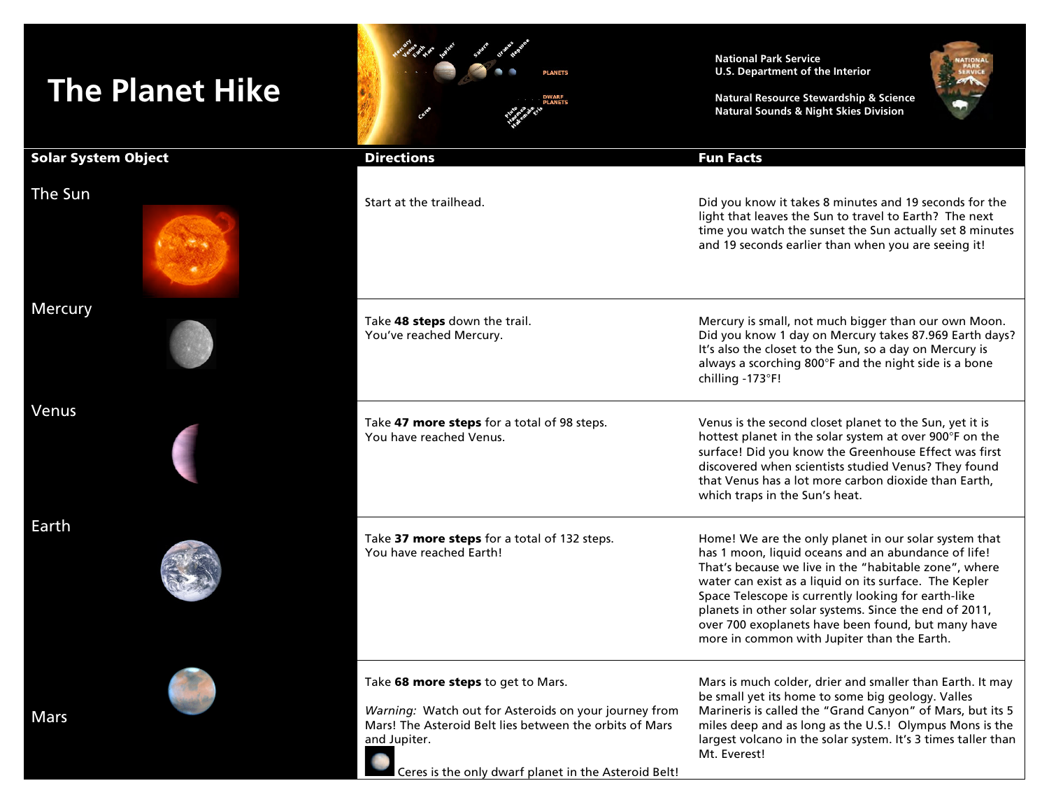# The Planet Hike

National Park Service
U.S. Department of the Interior

Natural Resource Stewardship & Science
Natural Sounds & Night Skies Division

| Solar System Object | Directions | Fun Facts |
|---|---|---|
| The Sun | Start at the trailhead. | Did you know it takes 8 minutes and 19 seconds for the light that leaves the Sun to travel to Earth? The next time you watch the sunset the Sun actually set 8 minutes and 19 seconds earlier than when you are seeing it! |
| Mercury | Take **48 steps** down the trail. You've reached Mercury. | Mercury is small, not much bigger than our own Moon. Did you know 1 day on Mercury takes 87.969 Earth days? It's also the closet to the Sun, so a day on Mercury is always a scorching 800°F and the night side is a bone chilling -173°F! |
| Venus | Take **47 more steps** for a total of 98 steps. You have reached Venus. | Venus is the second closet planet to the Sun, yet it is hottest planet in the solar system at over 900°F on the surface! Did you know the Greenhouse Effect was first discovered when scientists studied Venus? They found that Venus has a lot more carbon dioxide than Earth, which traps in the Sun's heat. |
| Earth | Take **37 more steps** for a total of 132 steps. You have reached Earth! | Home! We are the only planet in our solar system that has 1 moon, liquid oceans and an abundance of life! That's because we live in the "habitable zone", where water can exist as a liquid on its surface. The Kepler Space Telescope is currently looking for earth-like planets in other solar systems. Since the end of 2011, over 700 exoplanets have been found, but many have more in common with Jupiter than the Earth. |
| Mars | Take **68 more steps** to get to Mars. *Warning:* Watch out for Asteroids on your journey from Mars! The Asteroid Belt lies between the orbits of Mars and Jupiter. Ceres is the only dwarf planet in the Asteroid Belt! | Mars is much colder, drier and smaller than Earth. It may be small yet its home to some big geology. Valles Marineris is called the "Grand Canyon" of Mars, but its 5 miles deep and as long as the U.S.! Olympus Mons is the largest volcano in the solar system. It's 3 times taller than Mt. Everest! |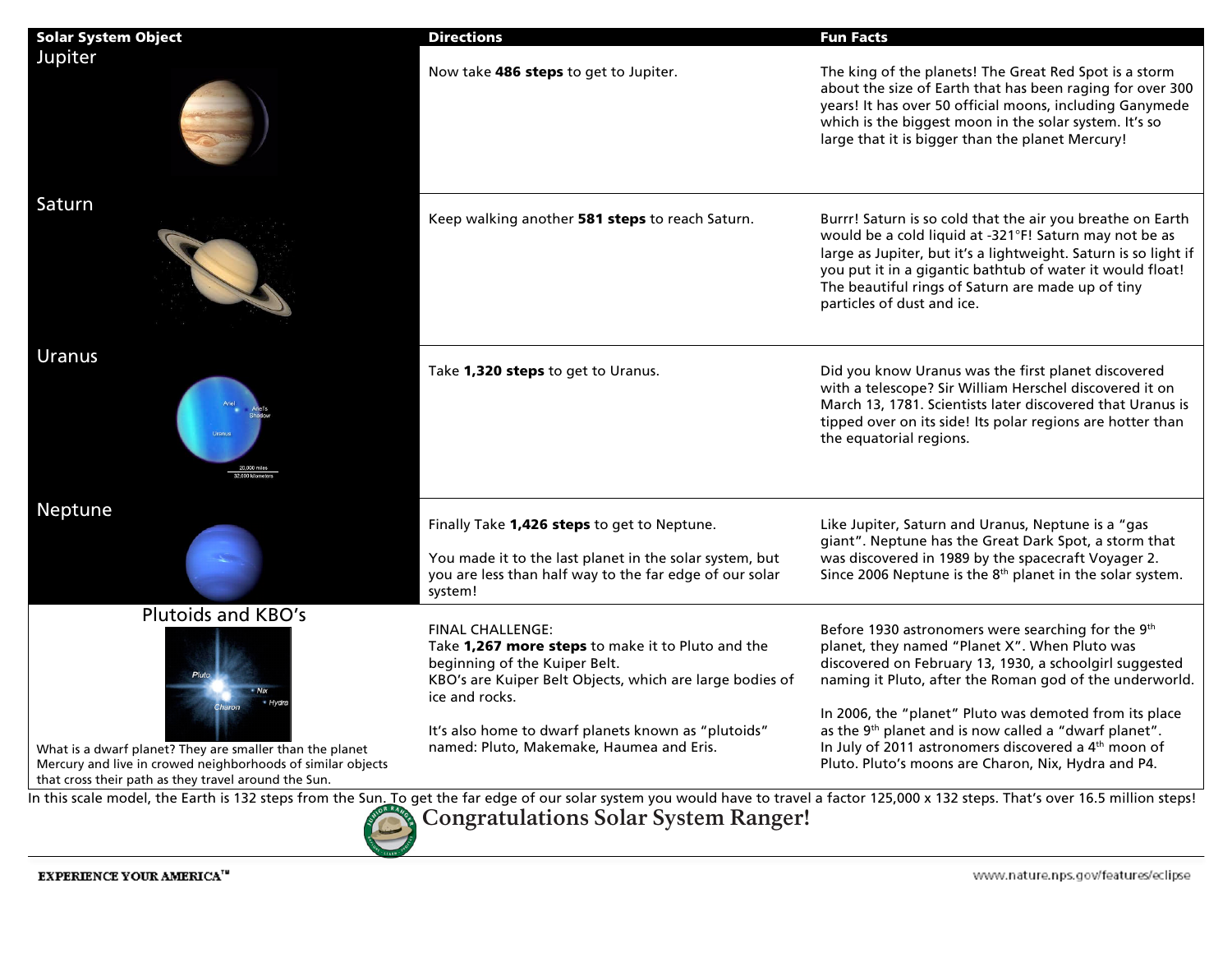| Solar System Object | Directions | Fun Facts |
| --- | --- | --- |
| Jupiter | Now take **486 steps** to get to Jupiter. | The king of the planets! The Great Red Spot is a storm about the size of Earth that has been raging for over 300 years! It has over 50 official moons, including Ganymede which is the biggest moon in the solar system. It's so large that it is bigger than the planet Mercury! |
| Saturn | Keep walking another **581 steps** to reach Saturn. | Burrr! Saturn is so cold that the air you breathe on Earth would be a cold liquid at -321°F! Saturn may not be as large as Jupiter, but it's a lightweight. Saturn is so light if you put it in a gigantic bathtub of water it would float! The beautiful rings of Saturn are made up of tiny particles of dust and ice. |
| Uranus | Take **1,320 steps** to get to Uranus. | Did you know Uranus was the first planet discovered with a telescope? Sir William Herschel discovered it on March 13, 1781. Scientists later discovered that Uranus is tipped over on its side! Its polar regions are hotter than the equatorial regions. |
| Neptune | Finally Take **1,426 steps** to get to Neptune. You made it to the last planet in the solar system, but you are less than half way to the far edge of our solar system! | Like Jupiter, Saturn and Uranus, Neptune is a "gas giant". Neptune has the Great Dark Spot, a storm that was discovered in 1989 by the spacecraft Voyager 2. Since 2006 Neptune is the 8th planet in the solar system. |
| Plutoids and KBO's — What is a dwarf planet? They are smaller than the planet Mercury and live in crowed neighborhoods of similar objects that cross their path as they travel around the Sun. | FINAL CHALLENGE: Take **1,267 more steps** to make it to Pluto and the beginning of the Kuiper Belt. KBO's are Kuiper Belt Objects, which are large bodies of ice and rocks. It's also home to dwarf planets known as "plutoids" named: Pluto, Makemake, Haumea and Eris. | Before 1930 astronomers were searching for the 9th planet, they named "Planet X". When Pluto was discovered on February 13, 1930, a schoolgirl suggested naming it Pluto, after the Roman god of the underworld. In 2006, the "planet" Pluto was demoted from its place as the 9th planet and is now called a "dwarf planet". In July of 2011 astronomers discovered a 4th moon of Pluto. Pluto's moons are Charon, Nix, Hydra and P4. |

In this scale model, the Earth is 132 steps from the Sun. To get the far edge of our solar system you would have to travel a factor 125,000 x 132 steps. That's over 16.5 million steps!

**Congratulations Solar System Ranger!**